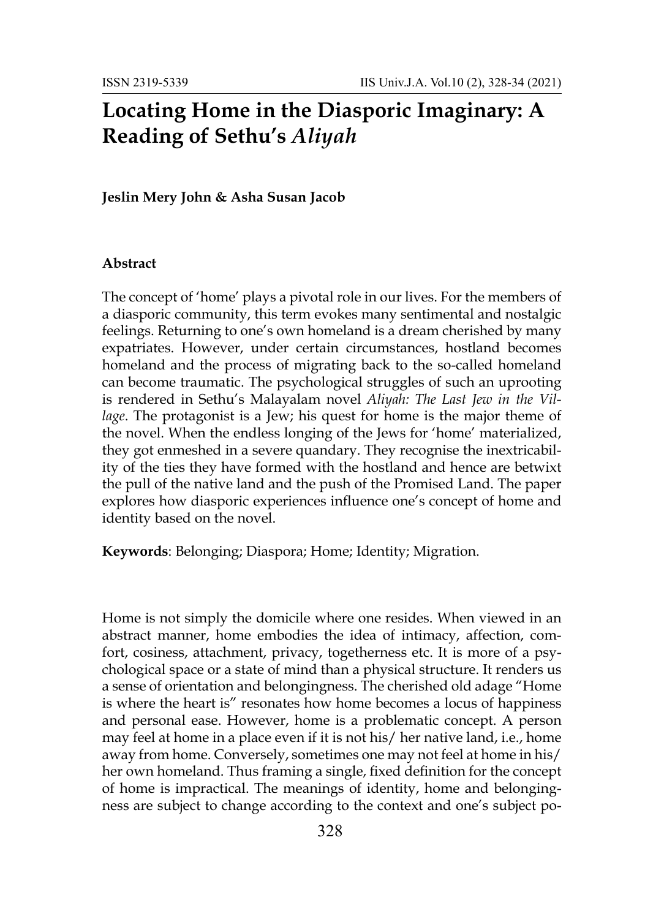# Locating Home in the Diasporic Imaginary: A Reading of Sethu's *Aliyah*

**Jeslin Mery John & Asha Susan Jacob**

### Abstract

The concept of 'home' plays a pivotal role in our lives. For the members of a diasporic community, this term evokes many sentimental and nostalgic feelings. Returning to one's own homeland is a dream cherished by many expatriates. However, under certain circumstances, hostland becomes homeland and the process of migrating back to the so-called homeland can become traumatic. The psychological struggles of such an uprooting is rendered in Sethu's Malayalam novel *Aliyah: The Last Jew in the Village*. The protagonist is a Jew; his quest for home is the major theme of the novel. When the endless longing of the Jews for 'home' materialized, they got enmeshed in a severe quandary. They recognise the inextricability of the ties they have formed with the hostland and hence are betwixt the pull of the native land and the push of the Promised Land. The paper explores how diasporic experiences influence one's concept of home and identity based on the novel.

**Keywords**: Belonging; Diaspora; Home; Identity; Migration.

Home is not simply the domicile where one resides. When viewed in an abstract manner, home embodies the idea of intimacy, affection, comfort, cosiness, attachment, privacy, togetherness etc. It is more of a psychological space or a state of mind than a physical structure. It renders us a sense of orientation and belongingness. The cherished old adage "Home is where the heart is" resonates how home becomes a locus of happiness and personal ease. However, home is a problematic concept. A person may feel at home in a place even if it is not his/ her native land, i.e., home away from home. Conversely, sometimes one may not feel at home in his/ her own homeland. Thus framing a single, fixed definition for the concept of home is impractical. The meanings of identity, home and belongingness are subject to change according to the context and one's subject po-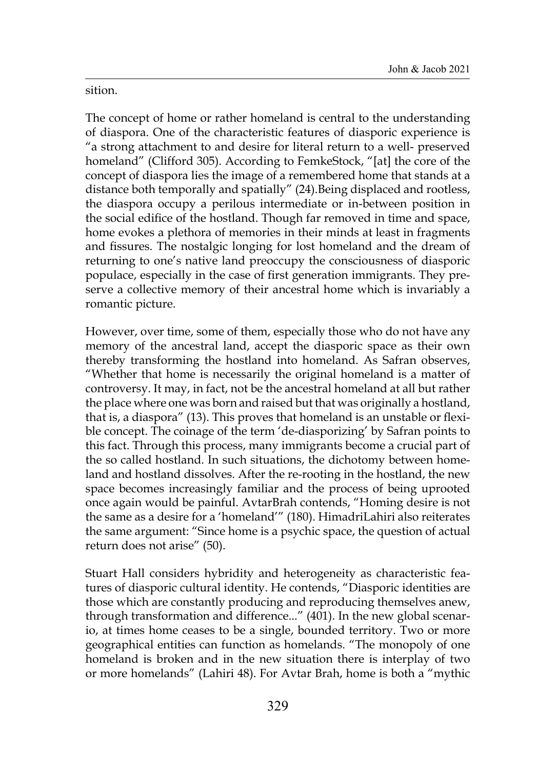sition.

The concept of home or rather homeland is central to the understanding of diaspora. One of the characteristic features of diasporic experience is "a strong attachment to and desire for literal return to a well- preserved homeland" (Clifford 305). According to FemkeStock, "[at] the core of the concept of diaspora lies the image of a remembered home that stands at a distance both temporally and spatially" (24).Being displaced and rootless, the diaspora occupy a perilous intermediate or in-between position in the social edifice of the hostland. Though far removed in time and space, home evokes a plethora of memories in their minds at least in fragments and fissures. The nostalgic longing for lost homeland and the dream of returning to one's native land preoccupy the consciousness of diasporic populace, especially in the case of first generation immigrants. They preserve a collective memory of their ancestral home which is invariably a romantic picture.

However, over time, some of them, especially those who do not have any memory of the ancestral land, accept the diasporic space as their own thereby transforming the hostland into homeland. As Safran observes, "Whether that home is necessarily the original homeland is a matter of controversy. It may, in fact, not be the ancestral homeland at all but rather the place where one was born and raised but that was originally a hostland, that is, a diaspora" (13). This proves that homeland is an unstable or flexible concept. The coinage of the term 'de-diasporizing' by Safran points to this fact. Through this process, many immigrants become a crucial part of the so called hostland. In such situations, the dichotomy between homeland and hostland dissolves. After the re-rooting in the hostland, the new space becomes increasingly familiar and the process of being uprooted once again would be painful. AvtarBrah contends, "Homing desire is not the same as a desire for a 'homeland'" (180). HimadriLahiri also reiterates the same argument: "Since home is a psychic space, the question of actual return does not arise" (50).

Stuart Hall considers hybridity and heterogeneity as characteristic features of diasporic cultural identity. He contends, "Diasporic identities are those which are constantly producing and reproducing themselves anew, through transformation and difference..." (401). In the new global scenario, at times home ceases to be a single, bounded territory. Two or more geographical entities can function as homelands. "The monopoly of one homeland is broken and in the new situation there is interplay of two or more homelands" (Lahiri 48). For Avtar Brah, home is both a "mythic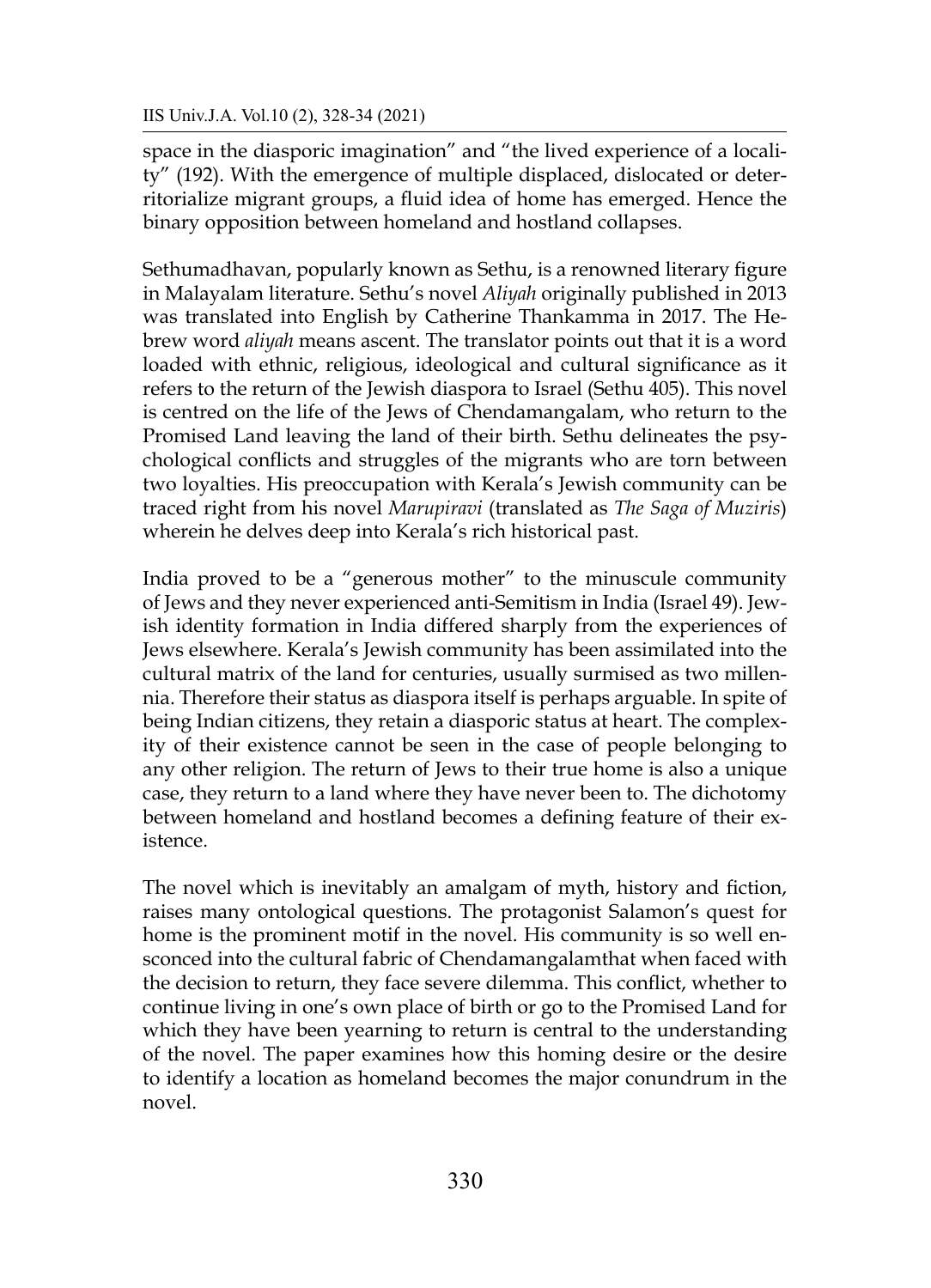space in the diasporic imagination" and "the lived experience of a locality" (192). With the emergence of multiple displaced, dislocated or deterritorialize migrant groups, a fluid idea of home has emerged. Hence the binary opposition between homeland and hostland collapses.

Sethumadhavan, popularly known as Sethu, is a renowned literary figure in Malayalam literature. Sethu's novel *Aliyah* originally published in 2013 was translated into English by Catherine Thankamma in 2017. The Hebrew word *aliyah* means ascent. The translator points out that it is a word loaded with ethnic, religious, ideological and cultural significance as it refers to the return of the Jewish diaspora to Israel (Sethu 405). This novel is centred on the life of the Jews of Chendamangalam, who return to the Promised Land leaving the land of their birth. Sethu delineates the psychological conflicts and struggles of the migrants who are torn between two loyalties. His preoccupation with Kerala's Jewish community can be traced right from his novel *Marupiravi* (translated as *The Saga of Muziris*) wherein he delves deep into Kerala's rich historical past.

India proved to be a "generous mother" to the minuscule community of Jews and they never experienced anti-Semitism in India (Israel 49). Jewish identity formation in India differed sharply from the experiences of Jews elsewhere. Kerala's Jewish community has been assimilated into the cultural matrix of the land for centuries, usually surmised as two millennia. Therefore their status as diaspora itself is perhaps arguable. In spite of being Indian citizens, they retain a diasporic status at heart. The complexity of their existence cannot be seen in the case of people belonging to any other religion. The return of Jews to their true home is also a unique case, they return to a land where they have never been to. The dichotomy between homeland and hostland becomes a defining feature of their existence.

The novel which is inevitably an amalgam of myth, history and fiction, raises many ontological questions. The protagonist Salamon's quest for home is the prominent motif in the novel. His community is so well ensconced into the cultural fabric of Chendamangalamthat when faced with the decision to return, they face severe dilemma. This conflict, whether to continue living in one's own place of birth or go to the Promised Land for which they have been yearning to return is central to the understanding of the novel. The paper examines how this homing desire or the desire to identify a location as homeland becomes the major conundrum in the novel.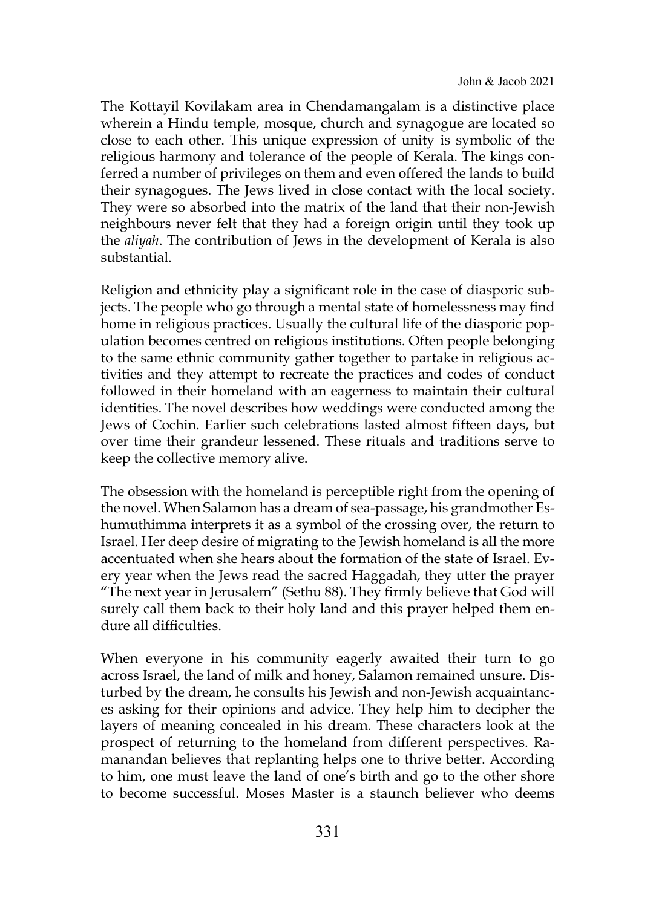The Kottayil Kovilakam area in Chendamangalam is a distinctive place wherein a Hindu temple, mosque, church and synagogue are located so close to each other. This unique expression of unity is symbolic of the religious harmony and tolerance of the people of Kerala. The kings conferred a number of privileges on them and even offered the lands to build their synagogues. The Jews lived in close contact with the local society. They were so absorbed into the matrix of the land that their non-Jewish neighbours never felt that they had a foreign origin until they took up the *aliyah*. The contribution of Jews in the development of Kerala is also substantial.

Religion and ethnicity play a significant role in the case of diasporic subjects. The people who go through a mental state of homelessness may find home in religious practices. Usually the cultural life of the diasporic population becomes centred on religious institutions. Often people belonging to the same ethnic community gather together to partake in religious activities and they attempt to recreate the practices and codes of conduct followed in their homeland with an eagerness to maintain their cultural identities. The novel describes how weddings were conducted among the Jews of Cochin. Earlier such celebrations lasted almost fifteen days, but over time their grandeur lessened. These rituals and traditions serve to keep the collective memory alive.

The obsession with the homeland is perceptible right from the opening of the novel. When Salamon has a dream of sea-passage, his grandmother Eshumuthimma interprets it as a symbol of the crossing over, the return to Israel. Her deep desire of migrating to the Jewish homeland is all the more accentuated when she hears about the formation of the state of Israel. Every year when the Jews read the sacred Haggadah, they utter the prayer "The next year in Jerusalem" (Sethu 88). They firmly believe that God will surely call them back to their holy land and this prayer helped them endure all difficulties.

When everyone in his community eagerly awaited their turn to go across Israel, the land of milk and honey, Salamon remained unsure. Disturbed by the dream, he consults his Jewish and non-Jewish acquaintances asking for their opinions and advice. They help him to decipher the layers of meaning concealed in his dream. These characters look at the prospect of returning to the homeland from different perspectives. Ramanandan believes that replanting helps one to thrive better. According to him, one must leave the land of one's birth and go to the other shore to become successful. Moses Master is a staunch believer who deems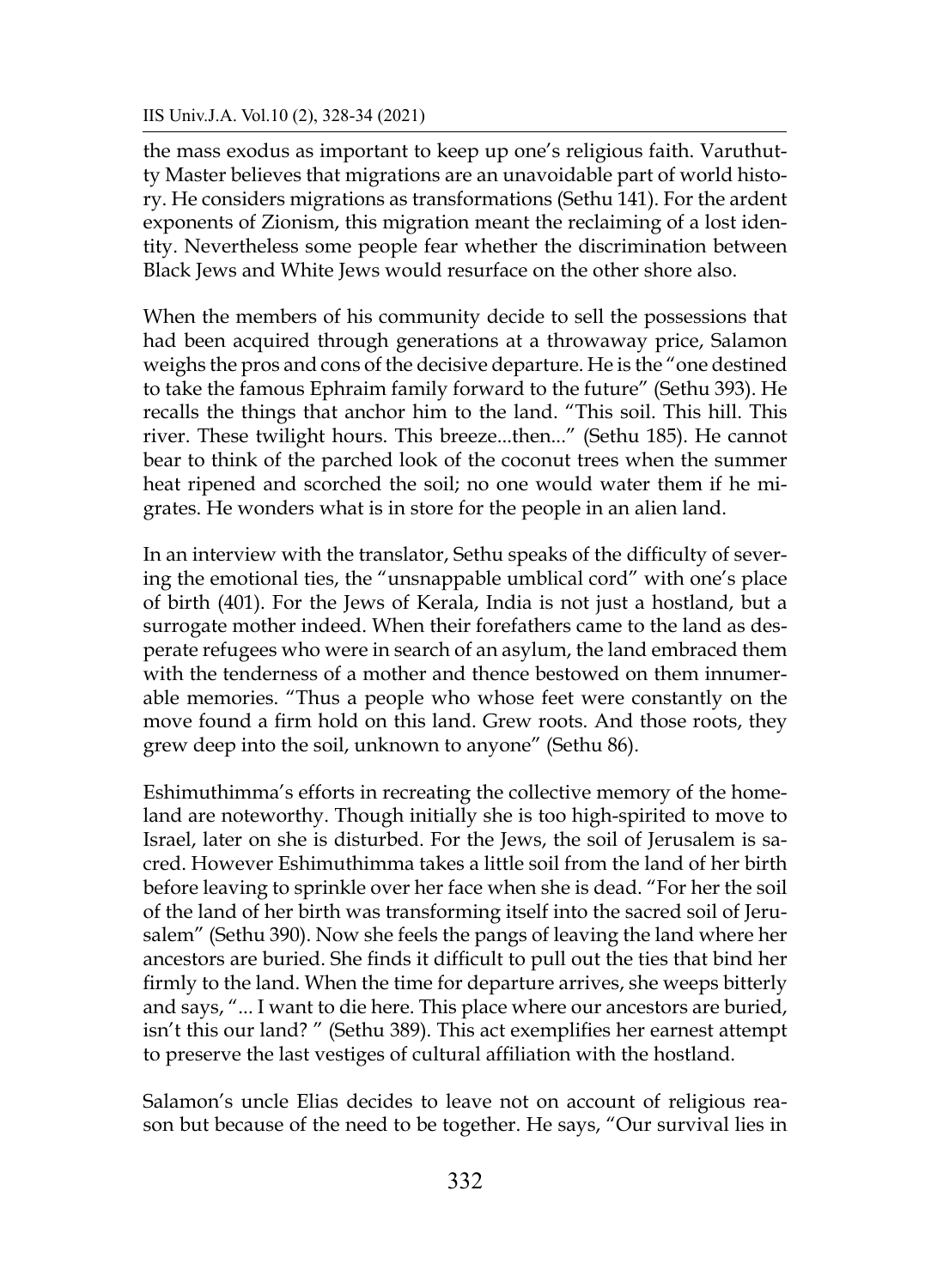the mass exodus as important to keep up one's religious faith. Varuthutty Master believes that migrations are an unavoidable part of world history. He considers migrations as transformations (Sethu 141). For the ardent exponents of Zionism, this migration meant the reclaiming of a lost identity. Nevertheless some people fear whether the discrimination between Black Jews and White Jews would resurface on the other shore also.

When the members of his community decide to sell the possessions that had been acquired through generations at a throwaway price, Salamon weighs the pros and cons of the decisive departure. He is the "one destined to take the famous Ephraim family forward to the future" (Sethu 393). He recalls the things that anchor him to the land. "This soil. This hill. This river. These twilight hours. This breeze...then..." (Sethu 185). He cannot bear to think of the parched look of the coconut trees when the summer heat ripened and scorched the soil; no one would water them if he migrates. He wonders what is in store for the people in an alien land.

In an interview with the translator, Sethu speaks of the difficulty of severing the emotional ties, the "unsnappable umblical cord" with one's place of birth (401). For the Jews of Kerala, India is not just a hostland, but a surrogate mother indeed. When their forefathers came to the land as desperate refugees who were in search of an asylum, the land embraced them with the tenderness of a mother and thence bestowed on them innumerable memories. "Thus a people who whose feet were constantly on the move found a firm hold on this land. Grew roots. And those roots, they grew deep into the soil, unknown to anyone" (Sethu 86).

Eshimuthimma's efforts in recreating the collective memory of the homeland are noteworthy. Though initially she is too high-spirited to move to Israel, later on she is disturbed. For the Jews, the soil of Jerusalem is sacred. However Eshimuthimma takes a little soil from the land of her birth before leaving to sprinkle over her face when she is dead. "For her the soil of the land of her birth was transforming itself into the sacred soil of Jerusalem" (Sethu 390). Now she feels the pangs of leaving the land where her ancestors are buried. She finds it difficult to pull out the ties that bind her firmly to the land. When the time for departure arrives, she weeps bitterly and says, "... I want to die here. This place where our ancestors are buried, isn't this our land? " (Sethu 389). This act exemplifies her earnest attempt to preserve the last vestiges of cultural affiliation with the hostland.

Salamon's uncle Elias decides to leave not on account of religious reason but because of the need to be together. He says, "Our survival lies in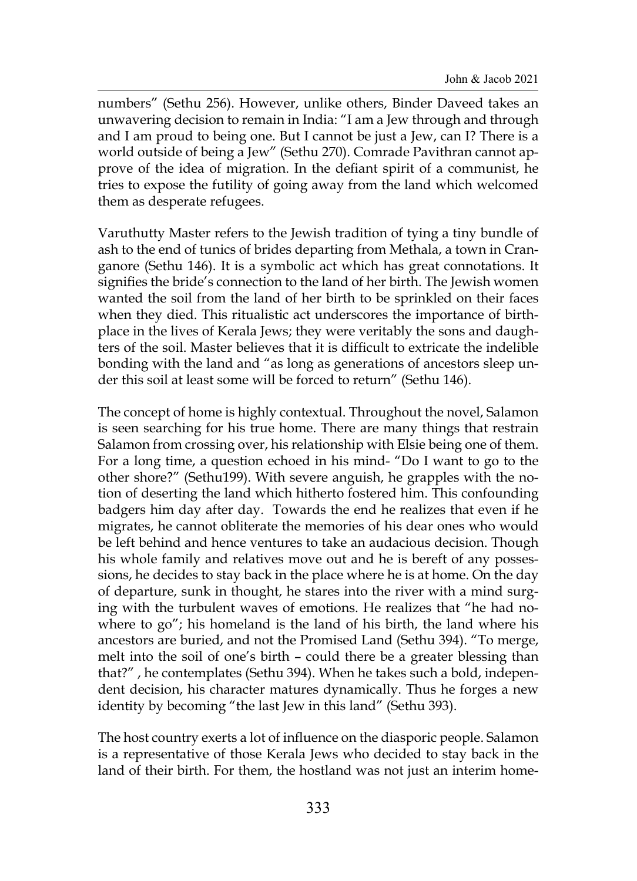numbers" (Sethu 256). However, unlike others, Binder Daveed takes an unwavering decision to remain in India: "I am a Jew through and through and I am proud to being one. But I cannot be just a Jew, can I? There is a world outside of being a Jew" (Sethu 270). Comrade Pavithran cannot approve of the idea of migration. In the defiant spirit of a communist, he tries to expose the futility of going away from the land which welcomed them as desperate refugees.

Varuthutty Master refers to the Jewish tradition of tying a tiny bundle of ash to the end of tunics of brides departing from Methala, a town in Cranganore (Sethu 146). It is a symbolic act which has great connotations. It signifies the bride's connection to the land of her birth. The Jewish women wanted the soil from the land of her birth to be sprinkled on their faces when they died. This ritualistic act underscores the importance of birthplace in the lives of Kerala Jews; they were veritably the sons and daughters of the soil. Master believes that it is difficult to extricate the indelible bonding with the land and "as long as generations of ancestors sleep under this soil at least some will be forced to return" (Sethu 146).

The concept of home is highly contextual. Throughout the novel, Salamon is seen searching for his true home. There are many things that restrain Salamon from crossing over, his relationship with Elsie being one of them. For a long time, a question echoed in his mind- "Do I want to go to the other shore?" (Sethu199). With severe anguish, he grapples with the notion of deserting the land which hitherto fostered him. This confounding badgers him day after day. Towards the end he realizes that even if he migrates, he cannot obliterate the memories of his dear ones who would be left behind and hence ventures to take an audacious decision. Though his whole family and relatives move out and he is bereft of any possessions, he decides to stay back in the place where he is at home. On the day of departure, sunk in thought, he stares into the river with a mind surging with the turbulent waves of emotions. He realizes that "he had nowhere to go"; his homeland is the land of his birth, the land where his ancestors are buried, and not the Promised Land (Sethu 394). "To merge, melt into the soil of one's birth – could there be a greater blessing than that?" , he contemplates (Sethu 394). When he takes such a bold, independent decision, his character matures dynamically. Thus he forges a new identity by becoming "the last Jew in this land" (Sethu 393).

The host country exerts a lot of influence on the diasporic people. Salamon is a representative of those Kerala Jews who decided to stay back in the land of their birth. For them, the hostland was not just an interim home-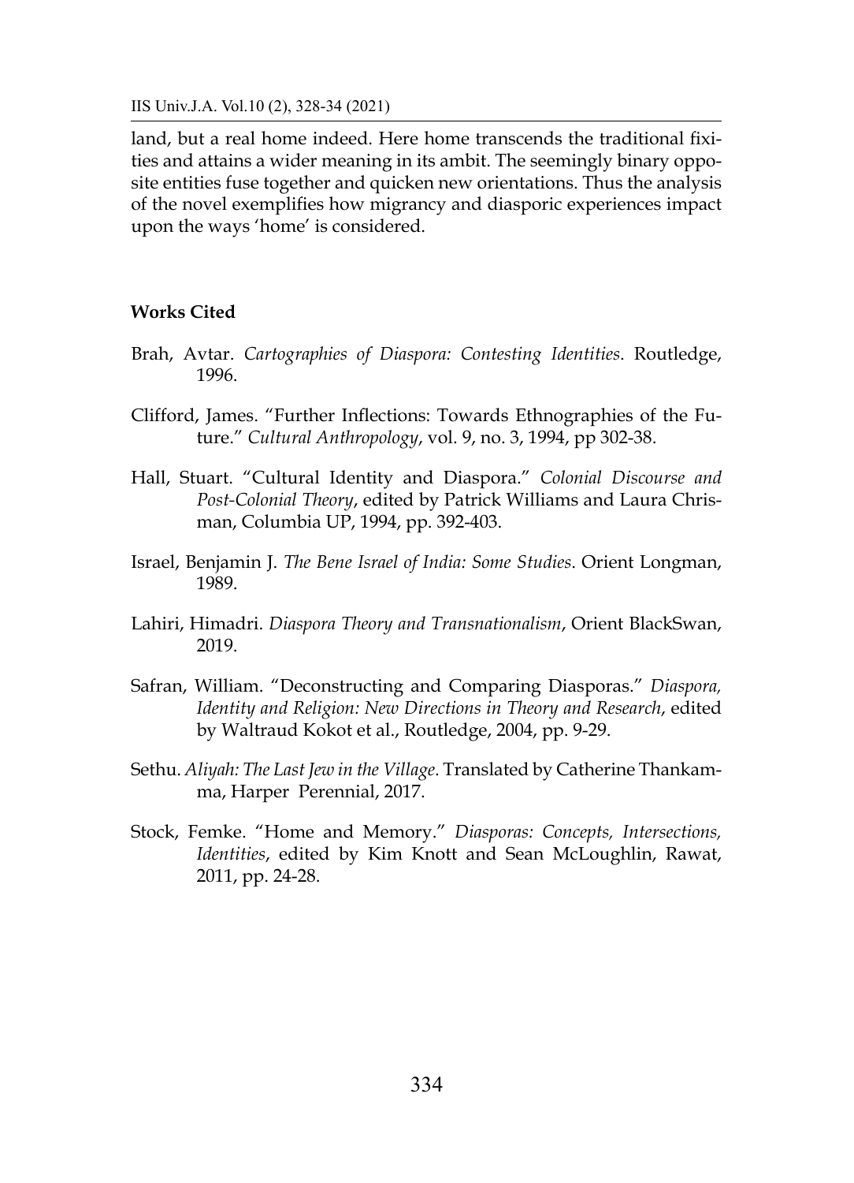land, but a real home indeed. Here home transcends the traditional fixities and attains a wider meaning in its ambit. The seemingly binary opposite entities fuse together and quicken new orientations. Thus the analysis of the novel exemplifies how migrancy and diasporic experiences impact upon the ways 'home' is considered.

**Works Cited**

Brah, Avtar. *Cartographies of Diaspora: Contesting Identities*. Routledge, 1996.

Clifford, James. "Further Inflections: Towards Ethnographies of the Future." *Cultural Anthropology*, vol. 9, no. 3, 1994, pp 302-38.

Hall, Stuart. "Cultural Identity and Diaspora." *Colonial Discourse and Post-Colonial Theory*, edited by Patrick Williams and Laura Chrisman, Columbia UP, 1994, pp. 392-403.

Israel, Benjamin J. *The Bene Israel of India: Some Studies*. Orient Longman, 1989.

Lahiri, Himadri. *Diaspora Theory and Transnationalism*, Orient BlackSwan, 2019.

Safran, William. "Deconstructing and Comparing Diasporas." *Diaspora, Identity and Religion: New Directions in Theory and Research*, edited by Waltraud Kokot et al., Routledge, 2004, pp. 9-29.

Sethu. *Aliyah: The Last Jew in the Village*. Translated by Catherine Thankamma, Harper Perennial, 2017.

Stock, Femke. "Home and Memory." *Diasporas: Concepts, Intersections, Identities*, edited by Kim Knott and Sean McLoughlin, Rawat, 2011, pp. 24-28.